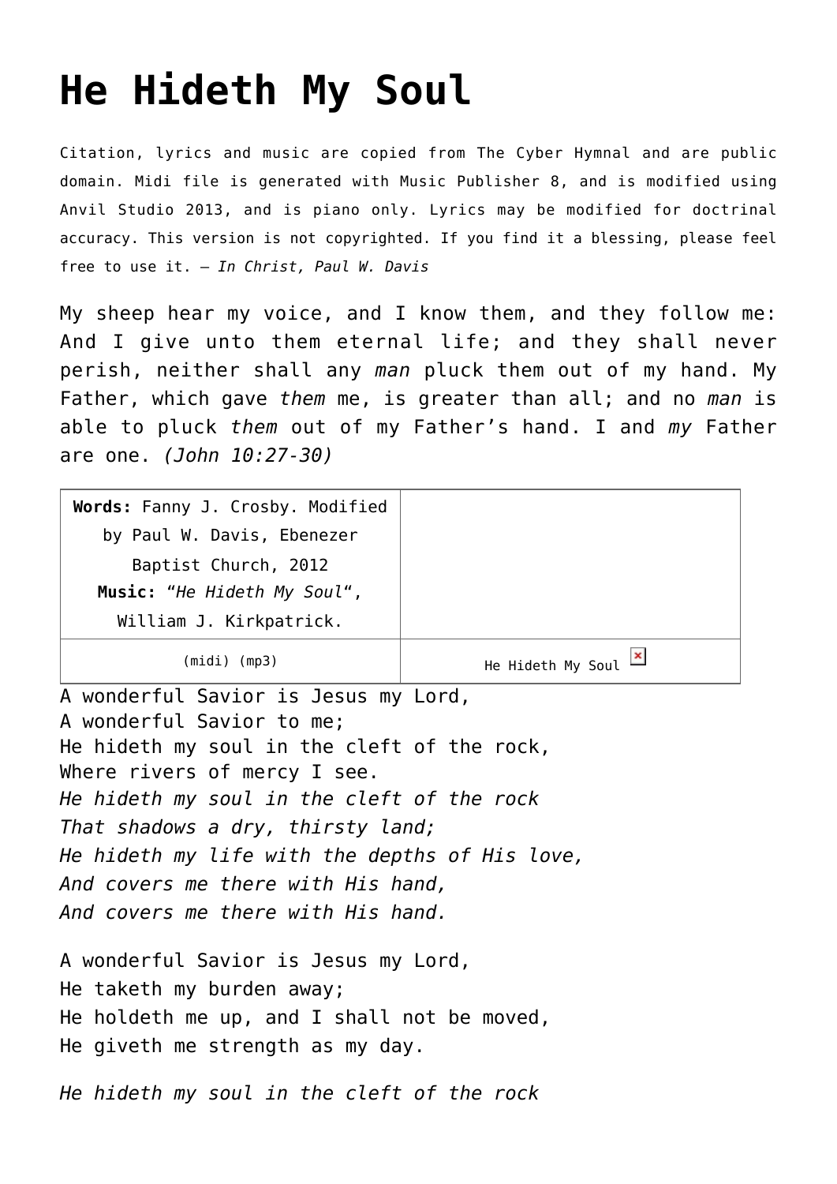# He Hideth My Soul

Citation, lyrics and music are copied from The Cyber Hymnal and are public domain. Midi file is generated with Music Publisher 8, and is modified using Anvil Studio 2013, and is piano only. Lyrics may be modified for doctrinal accuracy. This version is not copyrighted. If you find it a blessing, please feel free to use it. – *In Christ, Paul W. Davis*

My sheep hear my voice, and I know them, and they follow me: And I give unto them eternal life; and they shall never perish, neither shall any *man* pluck them out of my hand. My Father, which gave *them* me, is greater than all; and no *man* is able to pluck *them* out of my Father's hand. I and *my* Father are one. *(John 10:27-30)*

| **Words:** Fanny J. Crosby. Modified by Paul W. Davis, Ebenezer Baptist Church, 2012<br>**Music:** "*He Hideth My Soul*", William J. Kirkpatrick. | |
|---|---|
| (midi) (mp3) | He Hideth My Soul |

A wonderful Savior is Jesus my Lord,
A wonderful Savior to me;
He hideth my soul in the cleft of the rock,
Where rivers of mercy I see.
*He hideth my soul in the cleft of the rock*
*That shadows a dry, thirsty land;*
*He hideth my life with the depths of His love,*
*And covers me there with His hand,*
*And covers me there with His hand.*

A wonderful Savior is Jesus my Lord,
He taketh my burden away;
He holdeth me up, and I shall not be moved,
He giveth me strength as my day.

*He hideth my soul in the cleft of the rock*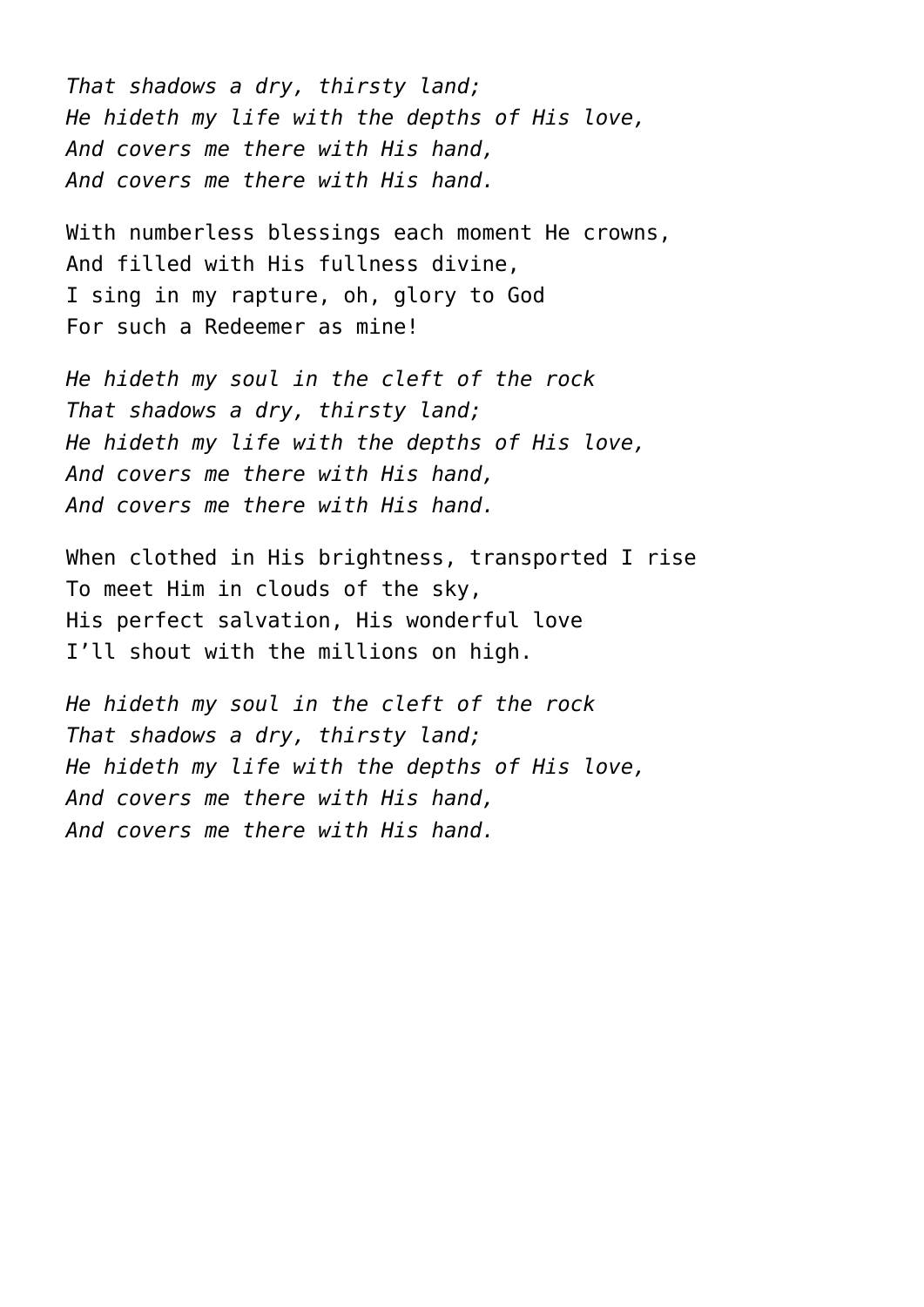*That shadows a dry, thirsty land;*  
*He hideth my life with the depths of His love,*  
*And covers me there with His hand,*  
*And covers me there with His hand.*

With numberless blessings each moment He crowns,  
And filled with His fullness divine,  
I sing in my rapture, oh, glory to God  
For such a Redeemer as mine!

*He hideth my soul in the cleft of the rock*  
*That shadows a dry, thirsty land;*  
*He hideth my life with the depths of His love,*  
*And covers me there with His hand,*  
*And covers me there with His hand.*

When clothed in His brightness, transported I rise  
To meet Him in clouds of the sky,  
His perfect salvation, His wonderful love  
I'll shout with the millions on high.

*He hideth my soul in the cleft of the rock*  
*That shadows a dry, thirsty land;*  
*He hideth my life with the depths of His love,*  
*And covers me there with His hand,*  
*And covers me there with His hand.*